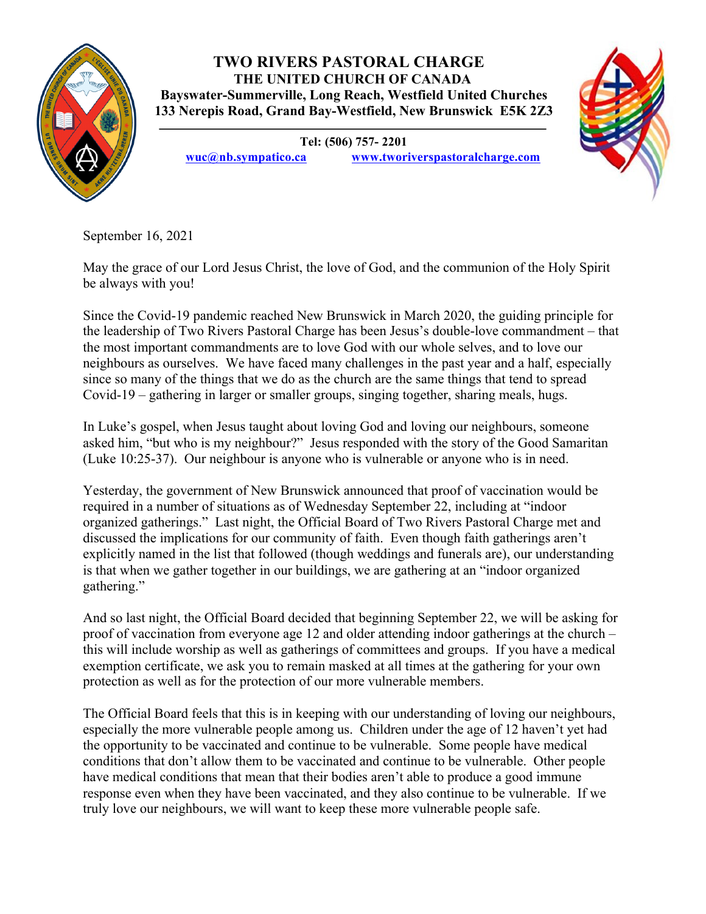# TWO RIVERS PASTORAL CHARGE

## THE UNITED CHURCH OF CANADA

**Bayswater-Summerville, Long Reach, Westfield United Churches**
**133 Nerepis Road, Grand Bay-Westfield, New Brunswick E5K 2Z3**

**Tel: (506) 757- 2201**
**wuc@nb.sympatico.ca** **www.tworiverspastoralcharge.com**

September 16, 2021

May the grace of our Lord Jesus Christ, the love of God, and the communion of the Holy Spirit be always with you!

Since the Covid-19 pandemic reached New Brunswick in March 2020, the guiding principle for the leadership of Two Rivers Pastoral Charge has been Jesus's double-love commandment – that the most important commandments are to love God with our whole selves, and to love our neighbours as ourselves. We have faced many challenges in the past year and a half, especially since so many of the things that we do as the church are the same things that tend to spread Covid-19 – gathering in larger or smaller groups, singing together, sharing meals, hugs.

In Luke's gospel, when Jesus taught about loving God and loving our neighbours, someone asked him, "but who is my neighbour?" Jesus responded with the story of the Good Samaritan (Luke 10:25-37). Our neighbour is anyone who is vulnerable or anyone who is in need.

Yesterday, the government of New Brunswick announced that proof of vaccination would be required in a number of situations as of Wednesday September 22, including at "indoor organized gatherings." Last night, the Official Board of Two Rivers Pastoral Charge met and discussed the implications for our community of faith. Even though faith gatherings aren't explicitly named in the list that followed (though weddings and funerals are), our understanding is that when we gather together in our buildings, we are gathering at an "indoor organized gathering."

And so last night, the Official Board decided that beginning September 22, we will be asking for proof of vaccination from everyone age 12 and older attending indoor gatherings at the church – this will include worship as well as gatherings of committees and groups. If you have a medical exemption certificate, we ask you to remain masked at all times at the gathering for your own protection as well as for the protection of our more vulnerable members.

The Official Board feels that this is in keeping with our understanding of loving our neighbours, especially the more vulnerable people among us. Children under the age of 12 haven't yet had the opportunity to be vaccinated and continue to be vulnerable. Some people have medical conditions that don't allow them to be vaccinated and continue to be vulnerable. Other people have medical conditions that mean that their bodies aren't able to produce a good immune response even when they have been vaccinated, and they also continue to be vulnerable. If we truly love our neighbours, we will want to keep these more vulnerable people safe.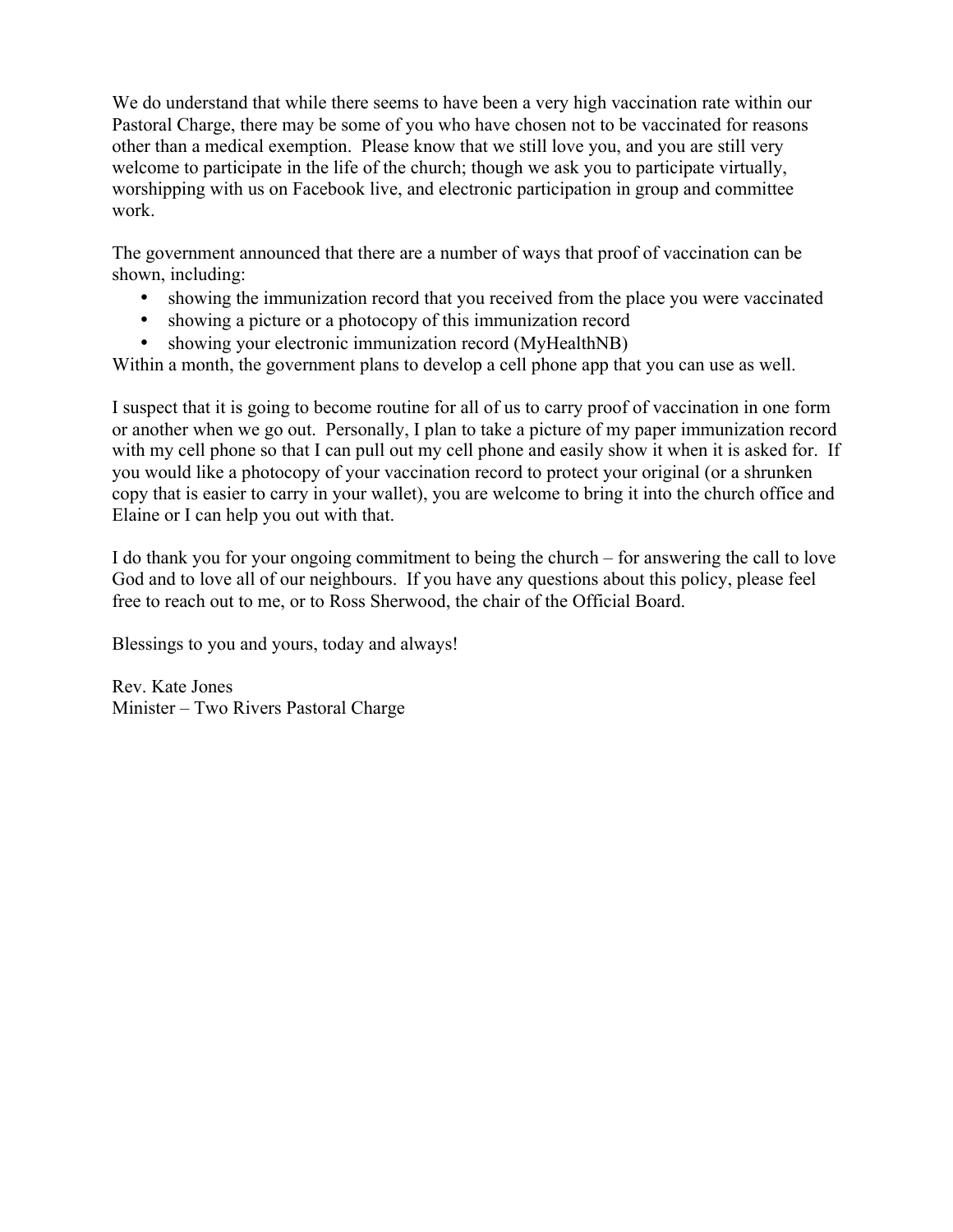We do understand that while there seems to have been a very high vaccination rate within our Pastoral Charge, there may be some of you who have chosen not to be vaccinated for reasons other than a medical exemption. Please know that we still love you, and you are still very welcome to participate in the life of the church; though we ask you to participate virtually, worshipping with us on Facebook live, and electronic participation in group and committee work.

The government announced that there are a number of ways that proof of vaccination can be shown, including:

- showing the immunization record that you received from the place you were vaccinated
- showing a picture or a photocopy of this immunization record
- showing your electronic immunization record (MyHealthNB)

Within a month, the government plans to develop a cell phone app that you can use as well.

I suspect that it is going to become routine for all of us to carry proof of vaccination in one form or another when we go out. Personally, I plan to take a picture of my paper immunization record with my cell phone so that I can pull out my cell phone and easily show it when it is asked for. If you would like a photocopy of your vaccination record to protect your original (or a shrunken copy that is easier to carry in your wallet), you are welcome to bring it into the church office and Elaine or I can help you out with that.

I do thank you for your ongoing commitment to being the church – for answering the call to love God and to love all of our neighbours. If you have any questions about this policy, please feel free to reach out to me, or to Ross Sherwood, the chair of the Official Board.

Blessings to you and yours, today and always!

Rev. Kate Jones
Minister – Two Rivers Pastoral Charge